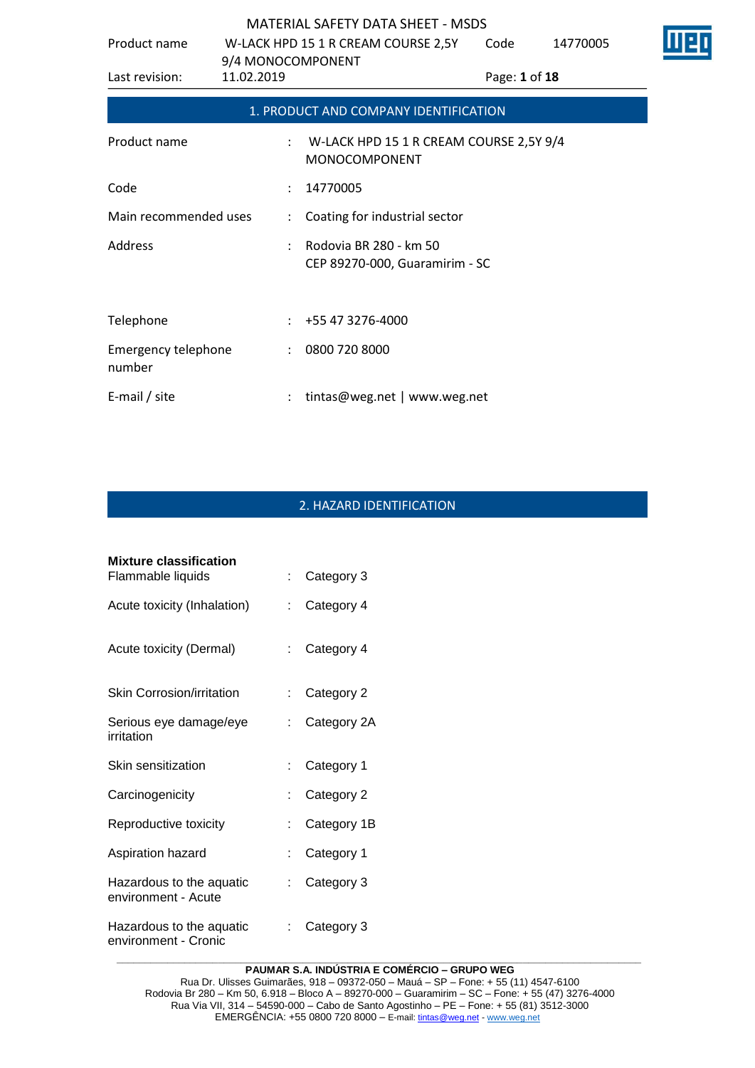## 1. PRODUCT AND COMPANY IDENTIFICATION

| | | |
|---|---|---|
| Product name | : | W-LACK HPD 15 1 R CREAM COURSE 2,5Y 9/4 MONOCOMPONENT |
| Code | : | 14770005 |
| Main recommended uses | : | Coating for industrial sector |
| Address | : | Rodovia BR 280 - km 50<br>CEP 89270-000, Guaramirim - SC |
| Telephone | : | +55 47 3276-4000 |
| Emergency telephone number | : | 0800 720 8000 |
| E-mail / site | : | tintas@weg.net \| www.weg.net |

## 2. HAZARD IDENTIFICATION

**Mixture classification**

| | | |
|---|---|---|
| Flammable liquids | : | Category 3 |
| Acute toxicity (Inhalation) | : | Category 4 |
| Acute toxicity (Dermal) | : | Category 4 |
| Skin Corrosion/irritation | : | Category 2 |
| Serious eye damage/eye irritation | : | Category 2A |
| Skin sensitization | : | Category 1 |
| Carcinogenicity | : | Category 2 |
| Reproductive toxicity | : | Category 1B |
| Aspiration hazard | : | Category 1 |
| Hazardous to the aquatic environment - Acute | : | Category 3 |
| Hazardous to the aquatic environment - Cronic | : | Category 3 |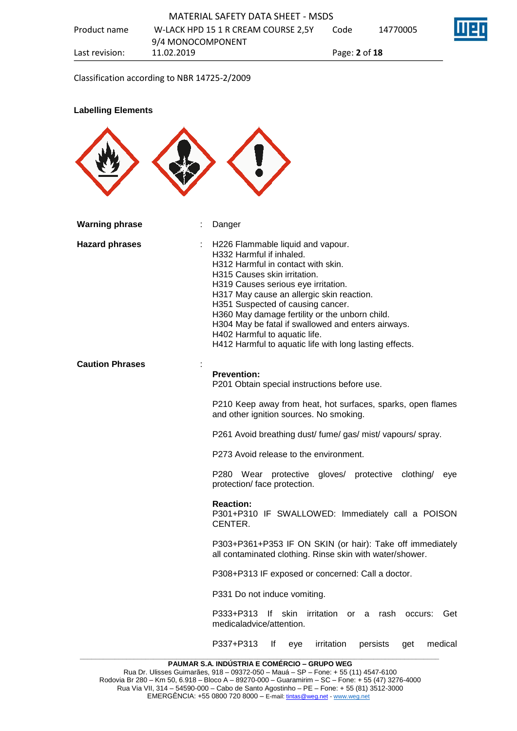Classification according to NBR 14725-2/2009

**Labelling Elements**

| | | |
|---|---|---|
| **Warning phrase** | : | Danger |
| **Hazard phrases** | : | H226 Flammable liquid and vapour.<br>H332 Harmful if inhaled.<br>H312 Harmful in contact with skin.<br>H315 Causes skin irritation.<br>H319 Causes serious eye irritation.<br>H317 May cause an allergic skin reaction.<br>H351 Suspected of causing cancer.<br>H360 May damage fertility or the unborn child.<br>H304 May be fatal if swallowed and enters airways.<br>H402 Harmful to aquatic life.<br>H412 Harmful to aquatic life with long lasting effects. |
| **Caution Phrases** | : | |

**Prevention:**
P201 Obtain special instructions before use.

P210 Keep away from heat, hot surfaces, sparks, open flames and other ignition sources. No smoking.

P261 Avoid breathing dust/ fume/ gas/ mist/ vapours/ spray.

P273 Avoid release to the environment.

P280 Wear protective gloves/ protective clothing/ eye protection/ face protection.

**Reaction:**
P301+P310 IF SWALLOWED: Immediately call a POISON CENTER.

P303+P361+P353 IF ON SKIN (or hair): Take off immediately all contaminated clothing. Rinse skin with water/shower.

P308+P313 IF exposed or concerned: Call a doctor.

P331 Do not induce vomiting.

P333+P313 If skin irritation or a rash occurs: Get medicaladvice/attention.

P337+P313 If eye irritation persists get medical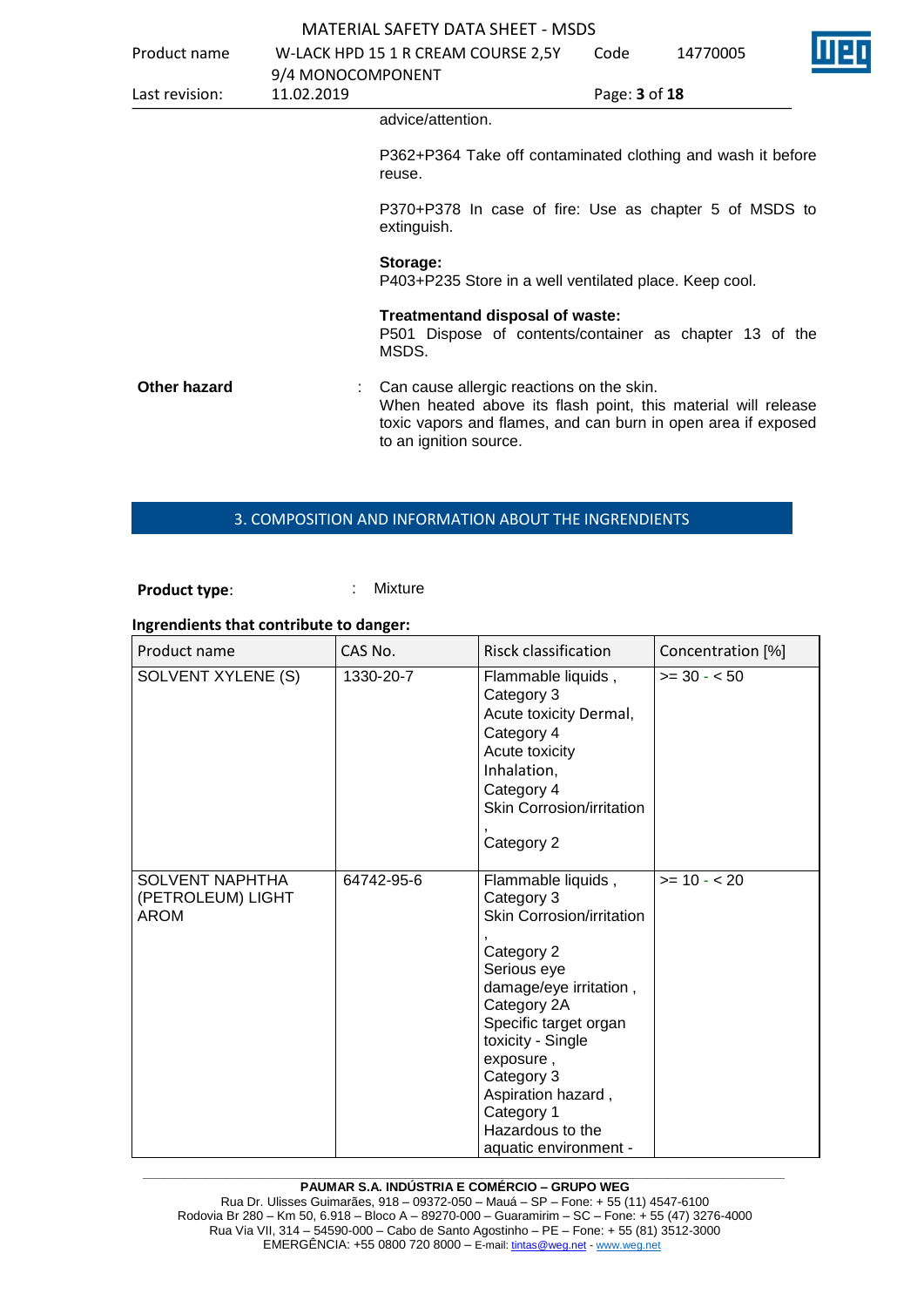advice/attention.

P362+P364 Take off contaminated clothing and wash it before reuse.

P370+P378 In case of fire: Use as chapter 5 of MSDS to extinguish.

**Storage:**
P403+P235 Store in a well ventilated place. Keep cool.

**Treatmentand disposal of waste:**
P501 Dispose of contents/container as chapter 13 of the MSDS.

**Other hazard** : Can cause allergic reactions on the skin.
When heated above its flash point, this material will release toxic vapors and flames, and can burn in open area if exposed to an ignition source.

## 3. COMPOSITION AND INFORMATION ABOUT THE INGRENDIENTS

**Product type**: : Mixture

**Ingrendients that contribute to danger:**

| Product name | CAS No. | Risck classification | Concentration [%] |
|---|---|---|---|
| SOLVENT XYLENE (S) | 1330-20-7 | Flammable liquids , Category 3<br>Acute toxicity Dermal, Category 4<br>Acute toxicity Inhalation, Category 4<br>Skin Corrosion/irritation , Category 2 | >= 30 - < 50 |
| SOLVENT NAPHTHA (PETROLEUM) LIGHT AROM | 64742-95-6 | Flammable liquids , Category 3<br>Skin Corrosion/irritation , Category 2<br>Serious eye damage/eye irritation , Category 2A<br>Specific target organ toxicity - Single exposure , Category 3<br>Aspiration hazard , Category 1<br>Hazardous to the aquatic environment - | >= 10 - < 20 |

**PAUMAR S.A. INDÚSTRIA E COMÉRCIO – GRUPO WEG**
Rua Dr. Ulisses Guimarães, 918 – 09372-050 – Mauá – SP – Fone: + 55 (11) 4547-6100
Rodovia Br 280 – Km 50, 6.918 – Bloco A – 89270-000 – Guaramirim – SC – Fone: + 55 (47) 3276-4000
Rua Via VII, 314 – 54590-000 – Cabo de Santo Agostinho – PE – Fone: + 55 (81) 3512-3000
EMERGÊNCIA: +55 0800 720 8000 – E-mail: tintas@weg.net - www.weg.net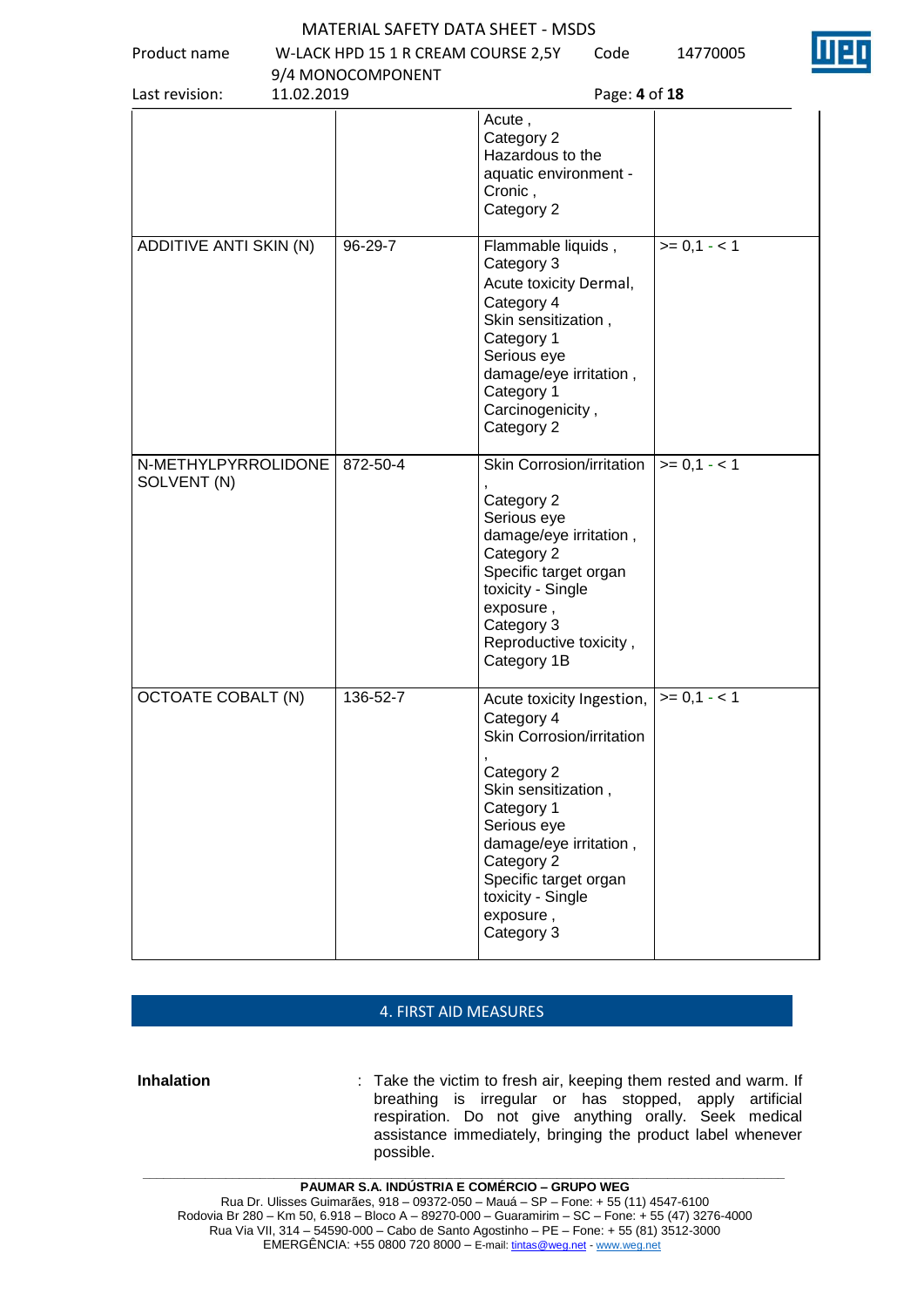| | | | |
|---|---|---|---|
| | | Acute , Category 2 Hazardous to the aquatic environment - Cronic , Category 2 | |
| ADDITIVE ANTI SKIN (N) | 96-29-7 | Flammable liquids , Category 3 Acute toxicity Dermal, Category 4 Skin sensitization , Category 1 Serious eye damage/eye irritation , Category 1 Carcinogenicity , Category 2 | >= 0,1 - < 1 |
| N-METHYLPYRROLIDONE SOLVENT (N) | 872-50-4 | Skin Corrosion/irritation , Category 2 Serious eye damage/eye irritation , Category 2 Specific target organ toxicity - Single exposure , Category 3 Reproductive toxicity , Category 1B | >= 0,1 - < 1 |
| OCTOATE COBALT (N) | 136-52-7 | Acute toxicity Ingestion, Category 4 Skin Corrosion/irritation , Category 2 Skin sensitization , Category 1 Serious eye damage/eye irritation , Category 2 Specific target organ toxicity - Single exposure , Category 3 | >= 0,1 - < 1 |

## 4. FIRST AID MEASURES

**Inhalation** : Take the victim to fresh air, keeping them rested and warm. If breathing is irregular or has stopped, apply artificial respiration. Do not give anything orally. Seek medical assistance immediately, bringing the product label whenever possible.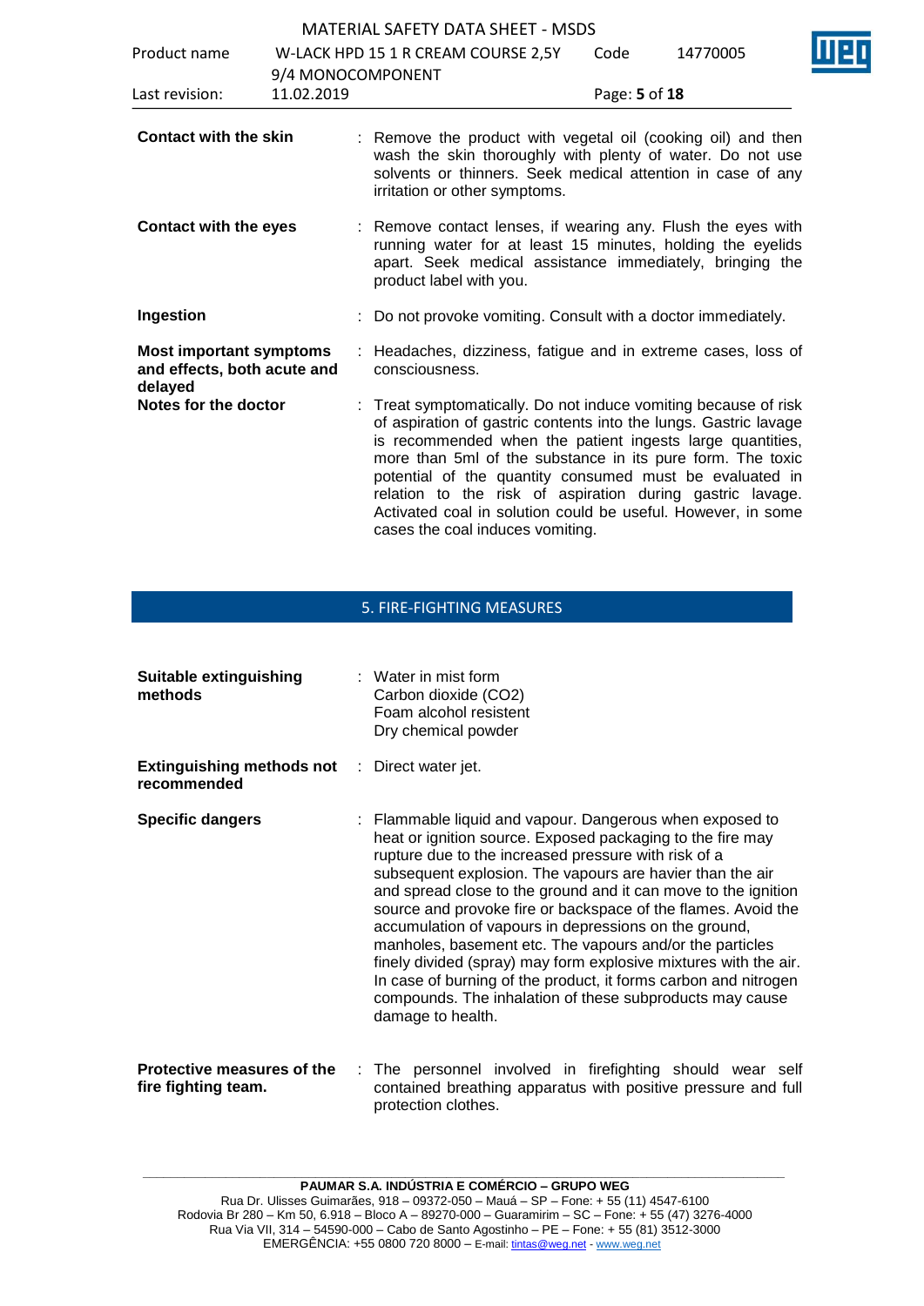**Contact with the skin** : Remove the product with vegetal oil (cooking oil) and then wash the skin thoroughly with plenty of water. Do not use solvents or thinners. Seek medical attention in case of any irritation or other symptoms.

**Contact with the eyes** : Remove contact lenses, if wearing any. Flush the eyes with running water for at least 15 minutes, holding the eyelids apart. Seek medical assistance immediately, bringing the product label with you.

**Ingestion** : Do not provoke vomiting. Consult with a doctor immediately.

**Most important symptoms and effects, both acute and delayed** : Headaches, dizziness, fatigue and in extreme cases, loss of consciousness.

**Notes for the doctor** : Treat symptomatically. Do not induce vomiting because of risk of aspiration of gastric contents into the lungs. Gastric lavage is recommended when the patient ingests large quantities, more than 5ml of the substance in its pure form. The toxic potential of the quantity consumed must be evaluated in relation to the risk of aspiration during gastric lavage. Activated coal in solution could be useful. However, in some cases the coal induces vomiting.

## 5. FIRE-FIGHTING MEASURES

**Suitable extinguishing methods** : Water in mist form
Carbon dioxide ($CO_2$)
Foam alcohol resistent
Dry chemical powder

**Extinguishing methods not recommended** : Direct water jet.

**Specific dangers** : Flammable liquid and vapour. Dangerous when exposed to heat or ignition source. Exposed packaging to the fire may rupture due to the increased pressure with risk of a subsequent explosion. The vapours are havier than the air and spread close to the ground and it can move to the ignition source and provoke fire or backspace of the flames. Avoid the accumulation of vapours in depressions on the ground, manholes, basement etc. The vapours and/or the particles finely divided (spray) may form explosive mixtures with the air. In case of burning of the product, it forms carbon and nitrogen compounds. The inhalation of these subproducts may cause damage to health.

**Protective measures of the fire fighting team.** : The personnel involved in firefighting should wear self contained breathing apparatus with positive pressure and full protection clothes.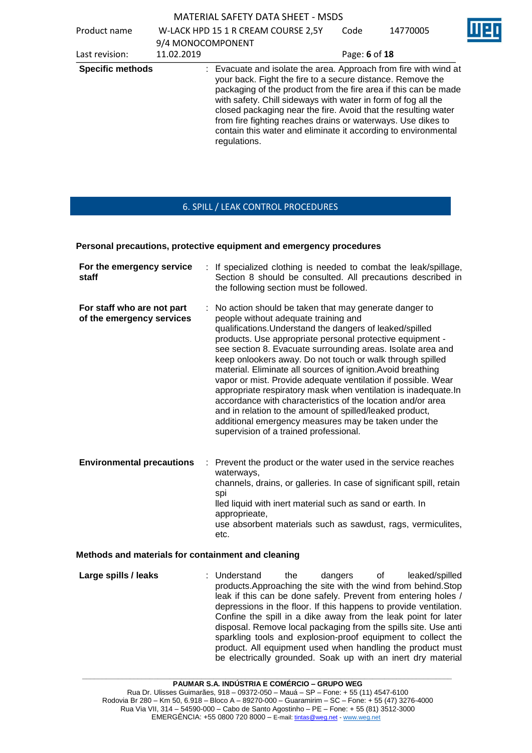| | |
|---|---|
| **Specific methods** | : Evacuate and isolate the area. Approach from fire with wind at your back. Fight the fire to a secure distance. Remove the packaging of the product from the fire area if this can be made with safety. Chill sideways with water in form of fog all the closed packaging near the fire. Avoid that the resulting water from fire fighting reaches drains or waterways. Use dikes to contain this water and eliminate it according to environmental regulations. |

## 6. SPILL / LEAK CONTROL PROCEDURES

### Personal precautions, protective equipment and emergency procedures

| | |
|---|---|
| **For the emergency service staff** | : If specialized clothing is needed to combat the leak/spillage, Section 8 should be consulted. All precautions described in the following section must be followed. |
| **For staff who are not part of the emergency services** | : No action should be taken that may generate danger to people without adequate training and qualifications.Understand the dangers of leaked/spilled products. Use appropriate personal protective equipment - see section 8. Evacuate surrounding areas. Isolate area and keep onlookers away. Do not touch or walk through spilled material. Eliminate all sources of ignition.Avoid breathing vapor or mist. Provide adequate ventilation if possible. Wear appropriate respiratory mask when ventilation is inadequate.In accordance with characteristics of the location and/or area and in relation to the amount of spilled/leaked product, additional emergency measures may be taken under the supervision of a trained professional. |
| **Environmental precautions** | : Prevent the product or the water used in the service reaches waterways, channels, drains, or galleries. In case of significant spill, retain spi lled liquid with inert material such as sand or earth. In apropprieate, use absorbent materials such as sawdust, rags, vermiculites, etc. |

### Methods and materials for containment and cleaning

| | |
|---|---|
| **Large spills / leaks** | : Understand the dangers of leaked/spilled products.Approaching the site with the wind from behind.Stop leak if this can be done safely. Prevent from entering holes / depressions in the floor. If this happens to provide ventilation. Confine the spill in a dike away from the leak point for later disposal. Remove local packaging from the spills site. Use anti sparkling tools and explosion-proof equipment to collect the product. All equipment used when handling the product must be electrically grounded. Soak up with an inert dry material |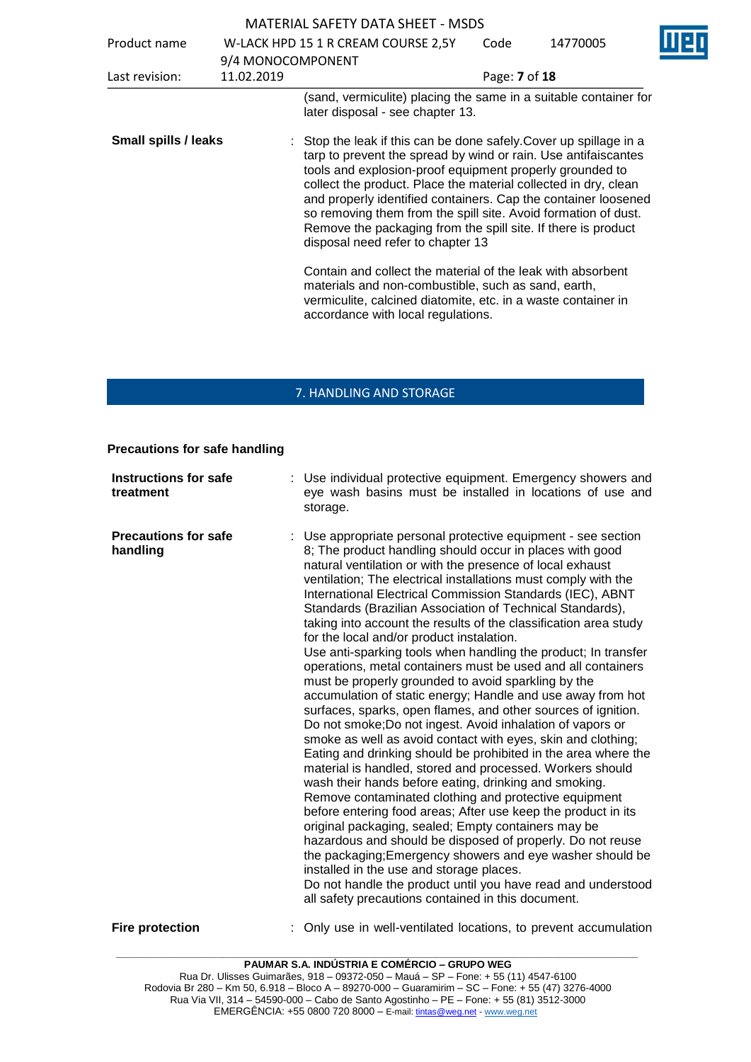(sand, vermiculite) placing the same in a suitable container for later disposal - see chapter 13.

**Small spills / leaks** : Stop the leak if this can be done safely.Cover up spillage in a tarp to prevent the spread by wind or rain. Use antifaiscantes tools and explosion-proof equipment properly grounded to collect the product. Place the material collected in dry, clean and properly identified containers. Cap the container loosened so removing them from the spill site. Avoid formation of dust. Remove the packaging from the spill site. If there is product disposal need refer to chapter 13

Contain and collect the material of the leak with absorbent materials and non-combustible, such as sand, earth, vermiculite, calcined diatomite, etc. in a waste container in accordance with local regulations.

## 7. HANDLING AND STORAGE

**Precautions for safe handling**

**Instructions for safe treatment** : Use individual protective equipment. Emergency showers and eye wash basins must be installed in locations of use and storage.

**Precautions for safe handling** : Use appropriate personal protective equipment - see section 8; The product handling should occur in places with good natural ventilation or with the presence of local exhaust ventilation; The electrical installations must comply with the International Electrical Commission Standards (IEC), ABNT Standards (Brazilian Association of Technical Standards), taking into account the results of the classification area study for the local and/or product instalation.
Use anti-sparking tools when handling the product; In transfer operations, metal containers must be used and all containers must be properly grounded to avoid sparkling by the accumulation of static energy; Handle and use away from hot surfaces, sparks, open flames, and other sources of ignition. Do not smoke;Do not ingest. Avoid inhalation of vapors or smoke as well as avoid contact with eyes, skin and clothing; Eating and drinking should be prohibited in the area where the material is handled, stored and processed. Workers should wash their hands before eating, drinking and smoking. Remove contaminated clothing and protective equipment before entering food areas; After use keep the product in its original packaging, sealed; Empty containers may be hazardous and should be disposed of properly. Do not reuse the packaging;Emergency showers and eye washer should be installed in the use and storage places.
Do not handle the product until you have read and understood all safety precautions contained in this document.

**Fire protection** : Only use in well-ventilated locations, to prevent accumulation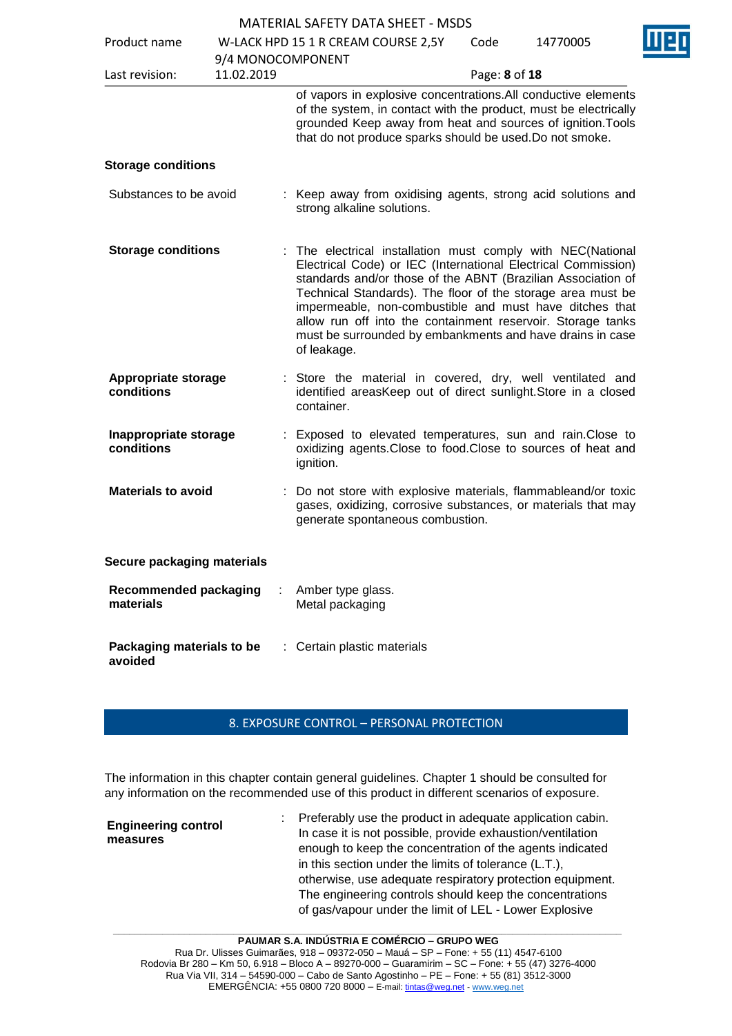of vapors in explosive concentrations.All conductive elements of the system, in contact with the product, must be electrically grounded Keep away from heat and sources of ignition.Tools that do not produce sparks should be used.Do not smoke.

**Storage conditions**

| | | |
|---|---|---|
| Substances to be avoid | : | Keep away from oxidising agents, strong acid solutions and strong alkaline solutions. |
| **Storage conditions** | : | The electrical installation must comply with NEC(National Electrical Code) or IEC (International Electrical Commission) standards and/or those of the ABNT (Brazilian Association of Technical Standards). The floor of the storage area must be impermeable, non-combustible and must have ditches that allow run off into the containment reservoir. Storage tanks must be surrounded by embankments and have drains in case of leakage. |
| **Appropriate storage conditions** | : | Store the material in covered, dry, well ventilated and identified areasKeep out of direct sunlight.Store in a closed container. |
| **Inappropriate storage conditions** | : | Exposed to elevated temperatures, sun and rain.Close to oxidizing agents.Close to food.Close to sources of heat and ignition. |
| **Materials to avoid** | : | Do not store with explosive materials, flammableand/or toxic gases, oxidizing, corrosive substances, or materials that may generate spontaneous combustion. |

**Secure packaging materials**

| | | |
|---|---|---|
| **Recommended packaging materials** | : | Amber type glass.<br>Metal packaging |
| **Packaging materials to be avoided** | : | Certain plastic materials |

## 8. EXPOSURE CONTROL – PERSONAL PROTECTION

The information in this chapter contain general guidelines. Chapter 1 should be consulted for any information on the recommended use of this product in different scenarios of exposure.

| | | |
|---|---|---|
| **Engineering control measures** | : | Preferably use the product in adequate application cabin. In case it is not possible, provide exhaustion/ventilation enough to keep the concentration of the agents indicated in this section under the limits of tolerance (L.T.), otherwise, use adequate respiratory protection equipment. The engineering controls should keep the concentrations of gas/vapour under the limit of LEL - Lower Explosive |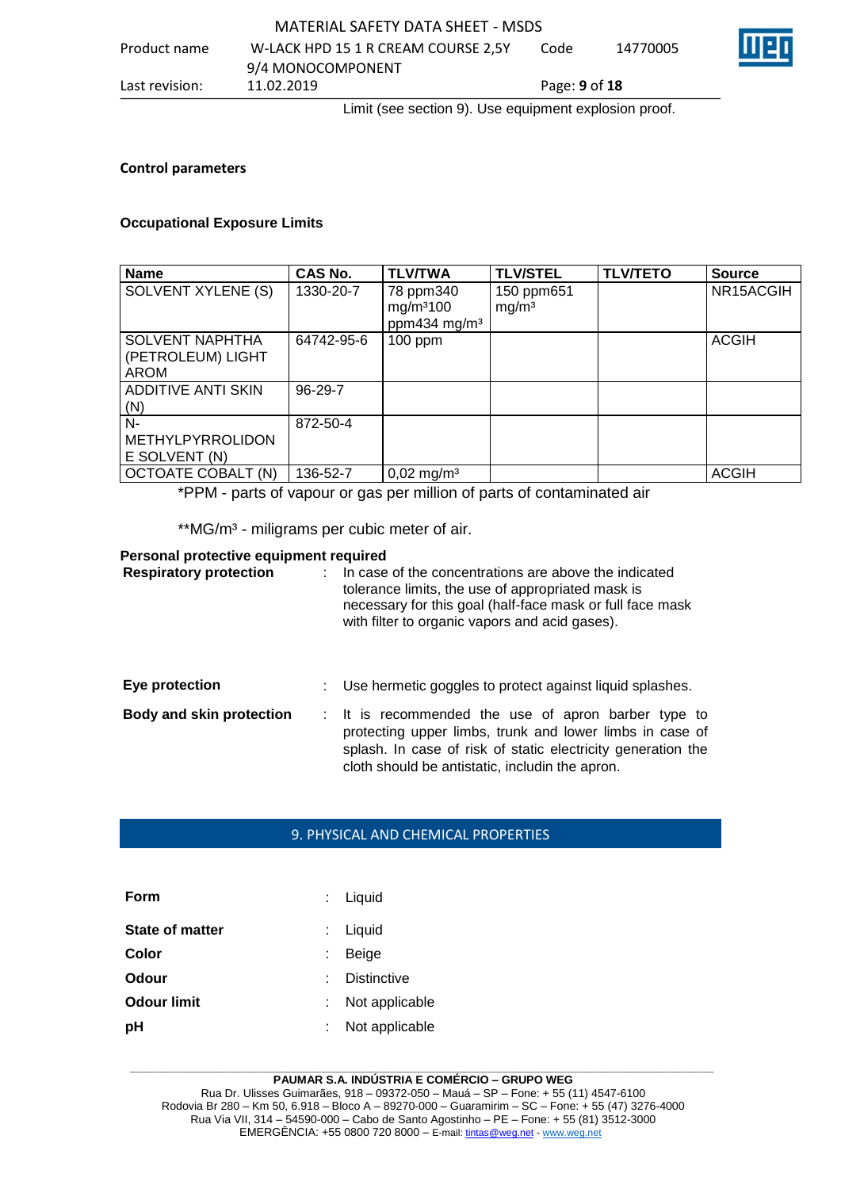Limit (see section 9). Use equipment explosion proof.

**Control parameters**

**Occupational Exposure Limits**

| Name | CAS No. | TLV/TWA | TLV/STEL | TLV/TETO | Source |
|---|---|---|---|---|---|
| SOLVENT XYLENE (S) | 1330-20-7 | 78 ppm340 mg/m³100 ppm434 mg/m³ | 150 ppm651 mg/m³ | | NR15ACGIH |
| SOLVENT NAPHTHA (PETROLEUM) LIGHT AROM | 64742-95-6 | 100 ppm | | | ACGIH |
| ADDITIVE ANTI SKIN (N) | 96-29-7 | | | | |
| N-METHYLPYRROLIDONE SOLVENT (N) | 872-50-4 | | | | |
| OCTOATE COBALT (N) | 136-52-7 | 0,02 mg/m³ | | | ACGIH |

*PPM - parts of vapour or gas per million of parts of contaminated air

**MG/m³ - miligrams per cubic meter of air.

**Personal protective equipment required**

**Respiratory protection** : In case of the concentrations are above the indicated tolerance limits, the use of appropriated mask is necessary for this goal (half-face mask or full face mask with filter to organic vapors and acid gases).

**Eye protection** : Use hermetic goggles to protect against liquid splashes.

**Body and skin protection** : It is recommended the use of apron barber type to protecting upper limbs, trunk and lower limbs in case of splash. In case of risk of static electricity generation the cloth should be antistatic, includin the apron.

## 9. PHYSICAL AND CHEMICAL PROPERTIES

**Form** : Liquid

**State of matter** : Liquid

**Color** : Beige

**Odour** : Distinctive

**Odour limit** : Not applicable

**pH** : Not applicable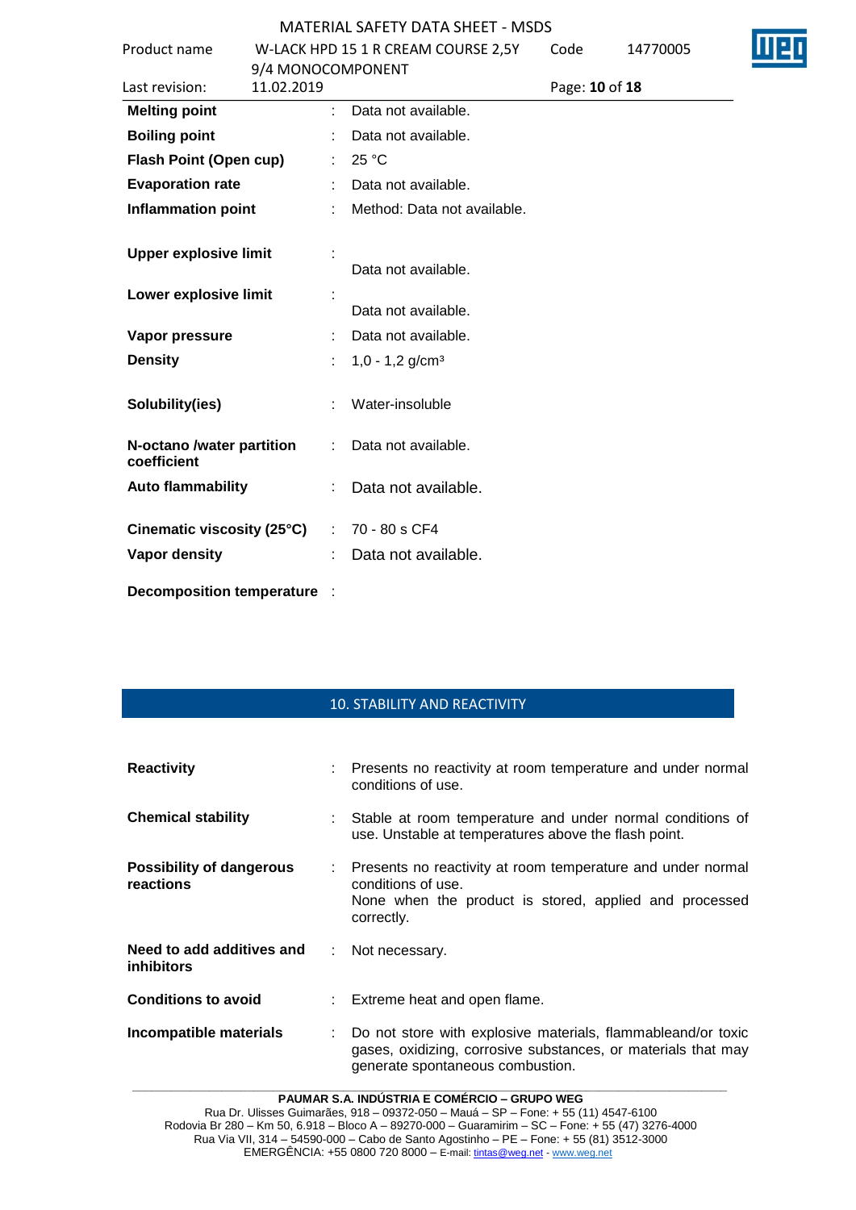| | | |
|---|---|---|
| **Melting point** | : | Data not available. |
| **Boiling point** | : | Data not available. |
| **Flash Point (Open cup)** | : | 25 °C |
| **Evaporation rate** | : | Data not available. |
| **Inflammation point** | : | Method: Data not available. |
| **Upper explosive limit** | : | Data not available. |
| **Lower explosive limit** | : | Data not available. |
| **Vapor pressure** | : | Data not available. |
| **Density** | : | 1,0 - 1,2 g/cm³ |
| **Solubility(ies)** | : | Water-insoluble |
| **N-octano /water partition coefficient** | : | Data not available. |
| **Auto flammability** | : | Data not available. |
| **Cinematic viscosity (25°C)** | : | 70 - 80 s CF4 |
| **Vapor density** | : | Data not available. |
| **Decomposition temperature** | : | |

## 10. STABILITY AND REACTIVITY

| | | |
|---|---|---|
| **Reactivity** | : | Presents no reactivity at room temperature and under normal conditions of use. |
| **Chemical stability** | : | Stable at room temperature and under normal conditions of use. Unstable at temperatures above the flash point. |
| **Possibility of dangerous reactions** | : | Presents no reactivity at room temperature and under normal conditions of use.<br>None when the product is stored, applied and processed correctly. |
| **Need to add additives and inhibitors** | : | Not necessary. |
| **Conditions to avoid** | : | Extreme heat and open flame. |
| **Incompatible materials** | : | Do not store with explosive materials, flammableand/or toxic gases, oxidizing, corrosive substances, or materials that may generate spontaneous combustion. |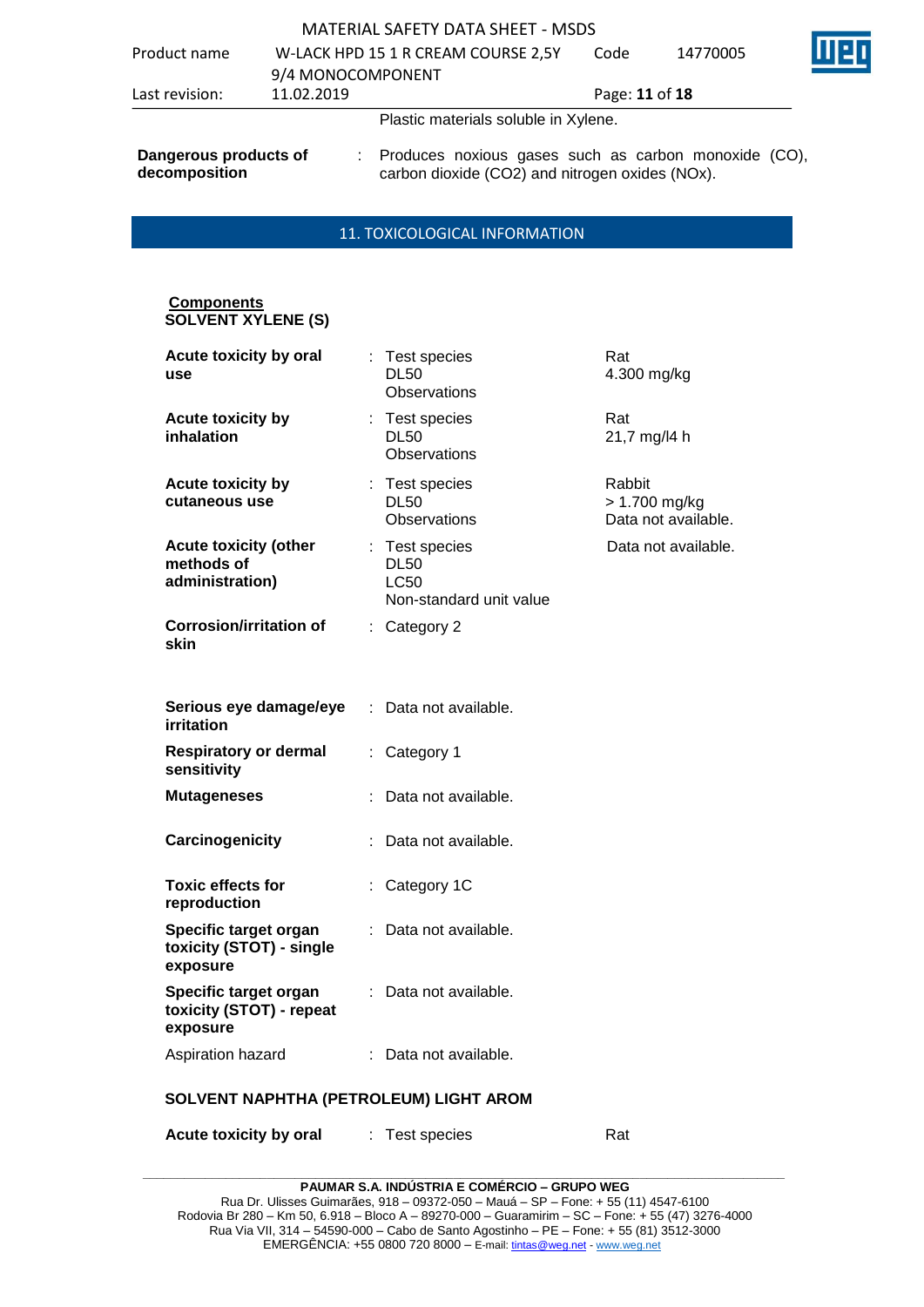Plastic materials soluble in Xylene.

| | | |
|---|---|---|
| **Dangerous products of decomposition** | : | Produces noxious gases such as carbon monoxide (CO), carbon dioxide (CO2) and nitrogen oxides (NOx). |

## 11. TOXICOLOGICAL INFORMATION

**Components**

**SOLVENT XYLENE (S)**

| | | | |
|---|---|---|---|
| **Acute toxicity by oral use** | : | Test species<br>DL50<br>Observations | Rat<br>4.300 mg/kg |
| **Acute toxicity by inhalation** | : | Test species<br>DL50<br>Observations | Rat<br>21,7 mg/l4 h |
| **Acute toxicity by cutaneous use** | : | Test species<br>DL50<br>Observations | Rabbit<br>> 1.700 mg/kg<br>Data not available. |
| **Acute toxicity (other methods of administration)** | : | Test species<br>DL50<br>LC50<br>Non-standard unit value | Data not available. |
| **Corrosion/irritation of skin** | : | Category 2 | |
| **Serious eye damage/eye irritation** | : | Data not available. | |
| **Respiratory or dermal sensitivity** | : | Category 1 | |
| **Mutageneses** | : | Data not available. | |
| **Carcinogenicity** | : | Data not available. | |
| **Toxic effects for reproduction** | : | Category 1C | |
| **Specific target organ toxicity (STOT) - single exposure** | : | Data not available. | |
| **Specific target organ toxicity (STOT) - repeat exposure** | : | Data not available. | |
| Aspiration hazard | : | Data not available. | |

**SOLVENT NAPHTHA (PETROLEUM) LIGHT AROM**

| | | | |
|---|---|---|---|
| **Acute toxicity by oral** | : | Test species | Rat |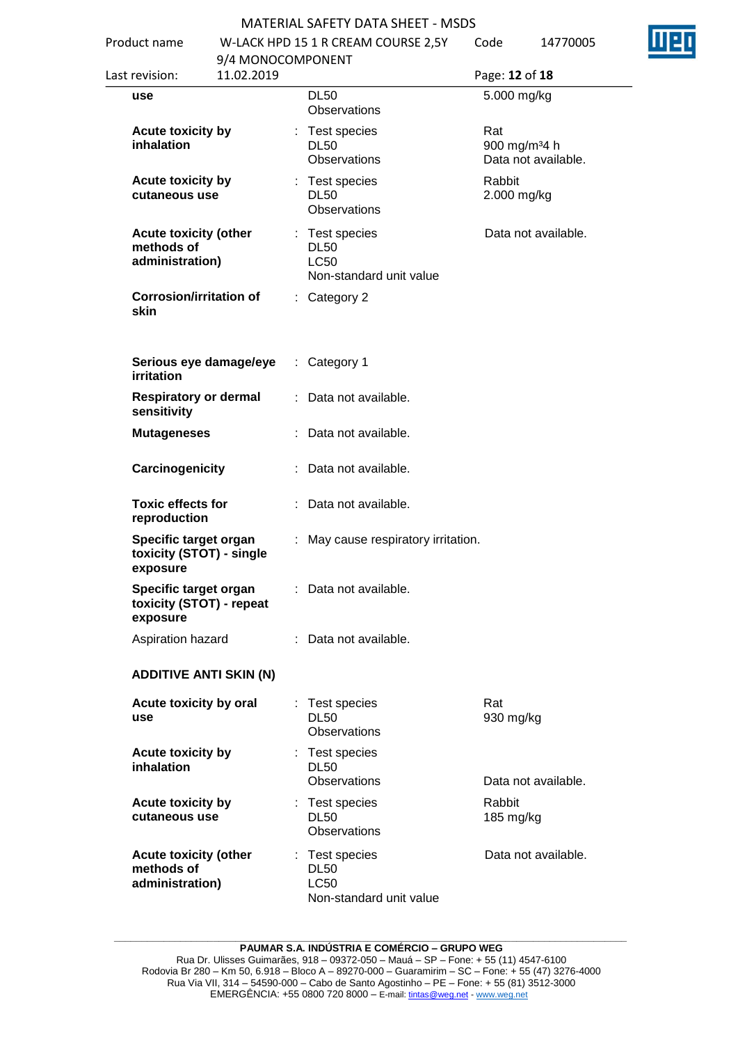| | | | |
|---|---|---|---|
| **use** | | DL50<br>Observations | 5.000 mg/kg |
| **Acute toxicity by inhalation** | : | Test species<br>DL50<br>Observations | Rat<br>900 mg/m³4 h<br>Data not available. |
| **Acute toxicity by cutaneous use** | : | Test species<br>DL50<br>Observations | Rabbit<br>2.000 mg/kg |
| **Acute toxicity (other methods of administration)** | : | Test species<br>DL50<br>LC50<br>Non-standard unit value | Data not available. |
| **Corrosion/irritation of skin** | : | Category 2 | |
| **Serious eye damage/eye irritation** | : | Category 1 | |
| **Respiratory or dermal sensitivity** | : | Data not available. | |
| **Mutageneses** | : | Data not available. | |
| **Carcinogenicity** | : | Data not available. | |
| **Toxic effects for reproduction** | : | Data not available. | |
| **Specific target organ toxicity (STOT) - single exposure** | : | May cause respiratory irritation. | |
| **Specific target organ toxicity (STOT) - repeat exposure** | : | Data not available. | |
| Aspiration hazard | : | Data not available. | |

**ADDITIVE ANTI SKIN (N)**

| | | | |
|---|---|---|---|
| **Acute toxicity by oral use** | : | Test species<br>DL50<br>Observations | Rat<br>930 mg/kg |
| **Acute toxicity by inhalation** | : | Test species<br>DL50<br>Observations | Data not available. |
| **Acute toxicity by cutaneous use** | : | Test species<br>DL50<br>Observations | Rabbit<br>185 mg/kg |
| **Acute toxicity (other methods of administration)** | : | Test species<br>DL50<br>LC50<br>Non-standard unit value | Data not available. |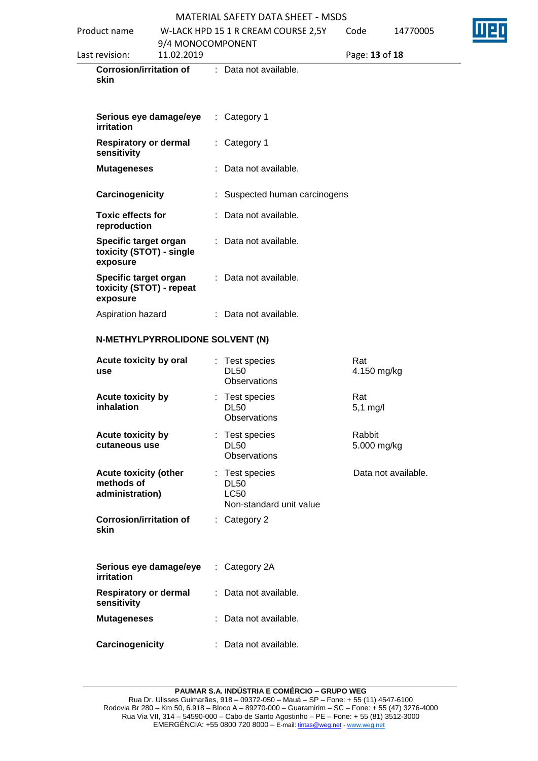| | | | |
|---|---|---|---|
| **Corrosion/irritation of skin** | : | Data not available. | |
| **Serious eye damage/eye irritation** | : | Category 1 | |
| **Respiratory or dermal sensitivity** | : | Category 1 | |
| **Mutageneses** | : | Data not available. | |
| **Carcinogenicity** | : | Suspected human carcinogens | |
| **Toxic effects for reproduction** | : | Data not available. | |
| **Specific target organ toxicity (STOT) - single exposure** | : | Data not available. | |
| **Specific target organ toxicity (STOT) - repeat exposure** | : | Data not available. | |
| Aspiration hazard | : | Data not available. | |

**N-METHYLPYRROLIDONE SOLVENT (N)**

| | | | |
|---|---|---|---|
| **Acute toxicity by oral use** | : | Test species<br>DL50<br>Observations | Rat<br>4.150 mg/kg |
| **Acute toxicity by inhalation** | : | Test species<br>DL50<br>Observations | Rat<br>5,1 mg/l |
| **Acute toxicity by cutaneous use** | : | Test species<br>DL50<br>Observations | Rabbit<br>5.000 mg/kg |
| **Acute toxicity (other methods of administration)** | : | Test species<br>DL50<br>LC50<br>Non-standard unit value | Data not available. |
| **Corrosion/irritation of skin** | : | Category 2 | |
| **Serious eye damage/eye irritation** | : | Category 2A | |
| **Respiratory or dermal sensitivity** | : | Data not available. | |
| **Mutageneses** | : | Data not available. | |
| **Carcinogenicity** | : | Data not available. | |

**PAUMAR S.A. INDÚSTRIA E COMÉRCIO – GRUPO WEG**
Rua Dr. Ulisses Guimarães, 918 – 09372-050 – Mauá – SP – Fone: + 55 (11) 4547-6100
Rodovia Br 280 – Km 50, 6.918 – Bloco A – 89270-000 – Guaramirim – SC – Fone: + 55 (47) 3276-4000
Rua Via VII, 314 – 54590-000 – Cabo de Santo Agostinho – PE – Fone: + 55 (81) 3512-3000
EMERGÊNCIA: +55 0800 720 8000 – E-mail: tintas@weg.net - www.weg.net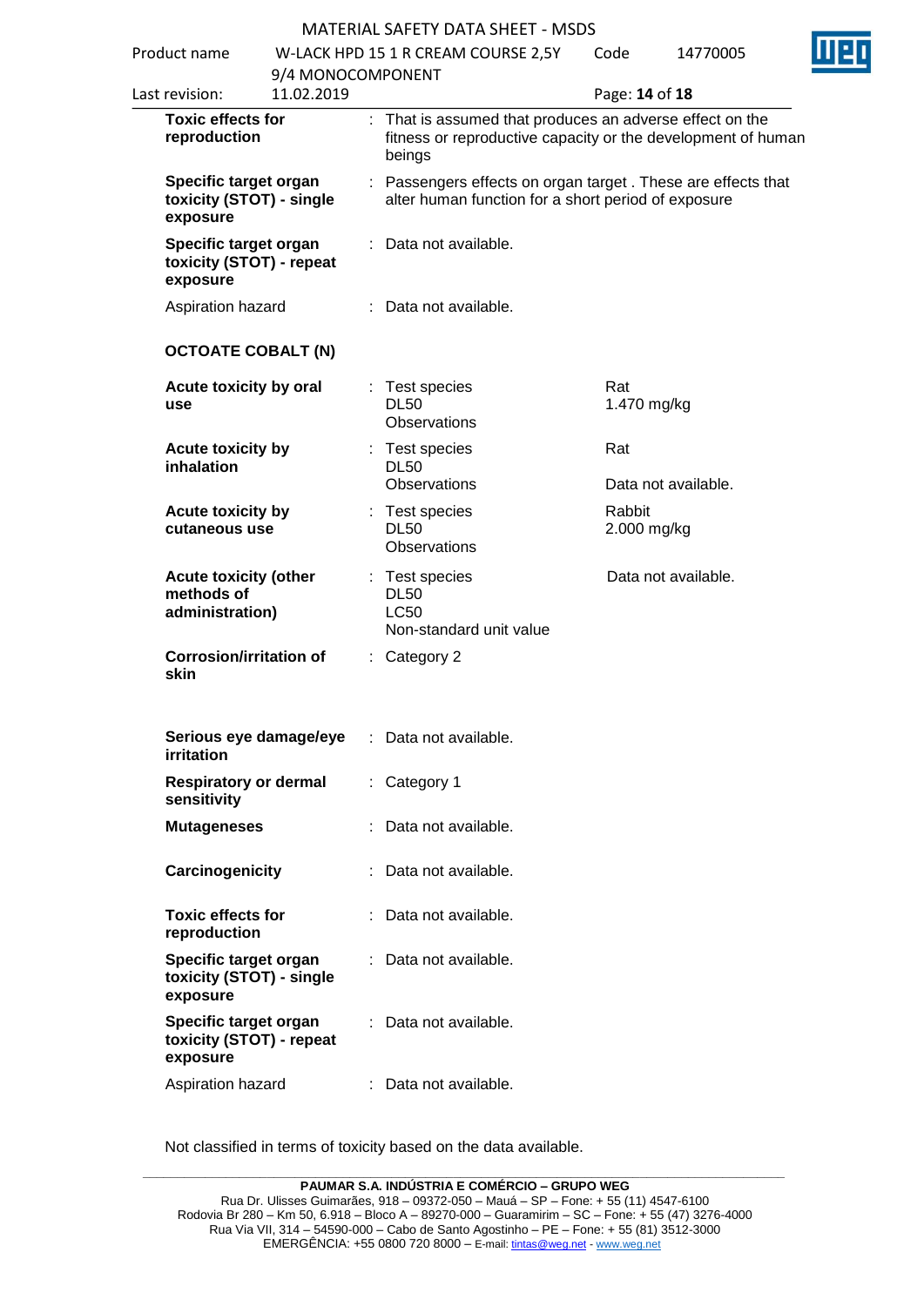| | | | |
|---|---|---|---|
| **Toxic effects for reproduction** | : | That is assumed that produces an adverse effect on the fitness or reproductive capacity or the development of human beings | |
| **Specific target organ toxicity (STOT) - single exposure** | : | Passengers effects on organ target . These are effects that alter human function for a short period of exposure | |
| **Specific target organ toxicity (STOT) - repeat exposure** | : | Data not available. | |
| Aspiration hazard | : | Data not available. | |

**OCTOATE COBALT (N)**

| | | | |
|---|---|---|---|
| **Acute toxicity by oral use** | : | Test species<br>DL50<br>Observations | Rat<br>1.470 mg/kg |
| **Acute toxicity by inhalation** | : | Test species<br>DL50<br>Observations | Rat<br><br>Data not available. |
| **Acute toxicity by cutaneous use** | : | Test species<br>DL50<br>Observations | Rabbit<br>2.000 mg/kg |
| **Acute toxicity (other methods of administration)** | : | Test species<br>DL50<br>LC50<br>Non-standard unit value | Data not available. |
| **Corrosion/irritation of skin** | : | Category 2 | |
| **Serious eye damage/eye irritation** | : | Data not available. | |
| **Respiratory or dermal sensitivity** | : | Category 1 | |
| **Mutageneses** | : | Data not available. | |
| **Carcinogenicity** | : | Data not available. | |
| **Toxic effects for reproduction** | : | Data not available. | |
| **Specific target organ toxicity (STOT) - single exposure** | : | Data not available. | |
| **Specific target organ toxicity (STOT) - repeat exposure** | : | Data not available. | |
| Aspiration hazard | : | Data not available. | |

Not classified in terms of toxicity based on the data available.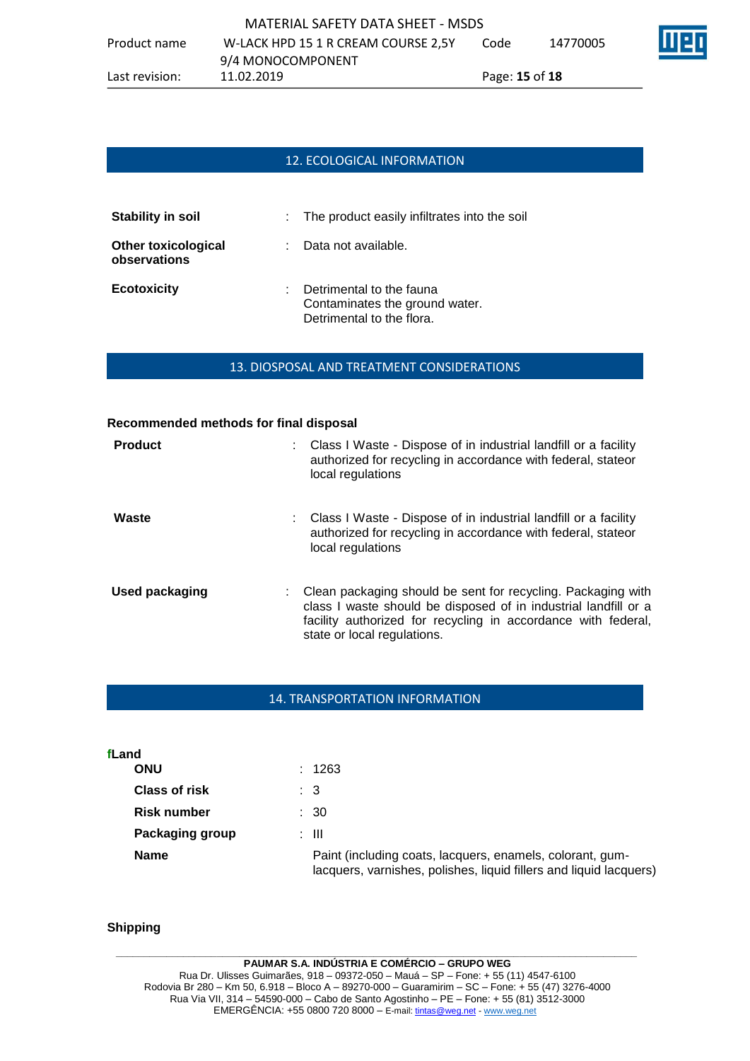## 12. ECOLOGICAL INFORMATION

| | | |
|---|---|---|
| **Stability in soil** | : | The product easily infiltrates into the soil |
| **Other toxicological observations** | : | Data not available. |
| **Ecotoxicity** | : | Detrimental to the fauna<br>Contaminates the ground water.<br>Detrimental to the flora. |

## 13. DIOSPOSAL AND TREATMENT CONSIDERATIONS

**Recommended methods for final disposal**

| | | |
|---|---|---|
| **Product** | : | Class I Waste - Dispose of in industrial landfill or a facility authorized for recycling in accordance with federal, stateor local regulations |
| **Waste** | : | Class I Waste - Dispose of in industrial landfill or a facility authorized for recycling in accordance with federal, stateor local regulations |
| **Used packaging** | : | Clean packaging should be sent for recycling. Packaging with class I waste should be disposed of in industrial landfill or a facility authorized for recycling in accordance with federal, state or local regulations. |

## 14. TRANSPORTATION INFORMATION

**fLand**

| | | |
|---|---|---|
| **ONU** | : | 1263 |
| **Class of risk** | : | 3 |
| **Risk number** | : | 30 |
| **Packaging group** | : | III |
| **Name** | | Paint (including coats, lacquers, enamels, colorant, gum-lacquers, varnishes, polishes, liquid fillers and liquid lacquers) |

**Shipping**

**PAUMAR S.A. INDÚSTRIA E COMÉRCIO – GRUPO WEG**
Rua Dr. Ulisses Guimarães, 918 – 09372-050 – Mauá – SP – Fone: + 55 (11) 4547-6100
Rodovia Br 280 – Km 50, 6.918 – Bloco A – 89270-000 – Guaramirim – SC – Fone: + 55 (47) 3276-4000
Rua Via VII, 314 – 54590-000 – Cabo de Santo Agostinho – PE – Fone: + 55 (81) 3512-3000
EMERGÊNCIA: +55 0800 720 8000 – E-mail: tintas@weg.net - www.weg.net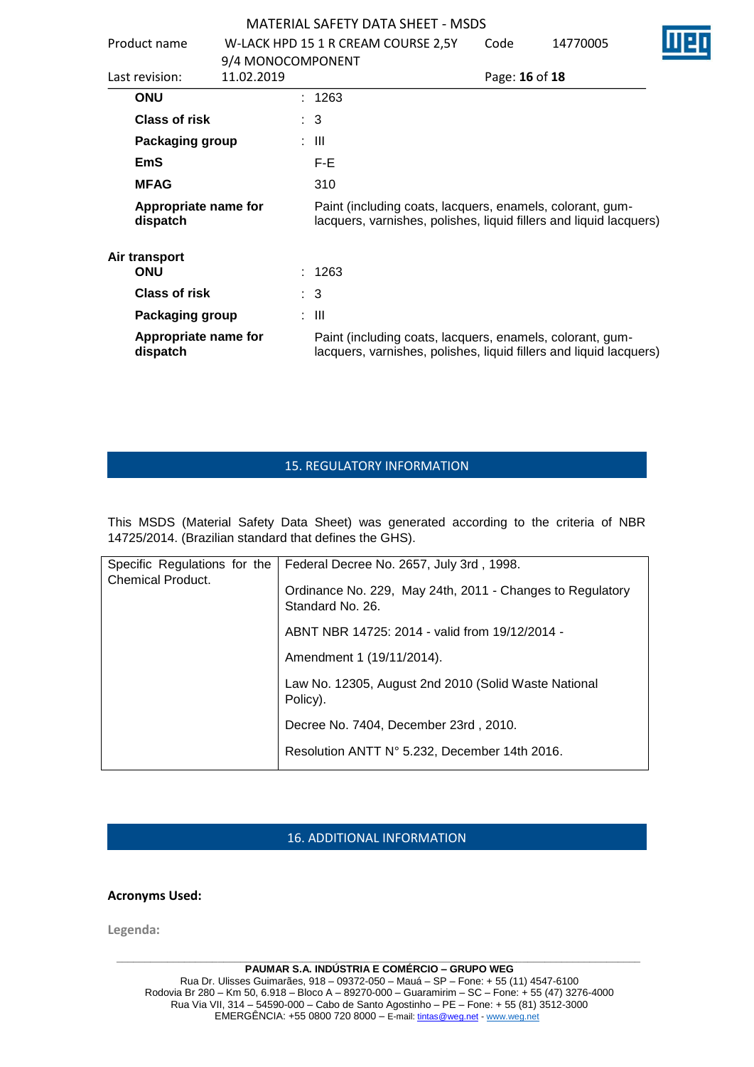| | | |
|---|---|---|
| **ONU** | : | 1263 |
| **Class of risk** | : | 3 |
| **Packaging group** | : | III |
| **EmS** | | F-E |
| **MFAG** | | 310 |
| **Appropriate name for dispatch** | | Paint (including coats, lacquers, enamels, colorant, gum-lacquers, varnishes, polishes, liquid fillers and liquid lacquers) |

**Air transport**

| | | |
|---|---|---|
| **ONU** | : | 1263 |
| **Class of risk** | : | 3 |
| **Packaging group** | : | III |
| **Appropriate name for dispatch** | | Paint (including coats, lacquers, enamels, colorant, gum-lacquers, varnishes, polishes, liquid fillers and liquid lacquers) |

## 15. REGULATORY INFORMATION

This MSDS (Material Safety Data Sheet) was generated according to the criteria of NBR 14725/2014. (Brazilian standard that defines the GHS).

| Specific Regulations for the Chemical Product. | |
|---|---|
| | Federal Decree No. 2657, July 3rd , 1998. |
| | Ordinance No. 229, May 24th, 2011 - Changes to Regulatory Standard No. 26. |
| | ABNT NBR 14725: 2014 - valid from 19/12/2014 - |
| | Amendment 1 (19/11/2014). |
| | Law No. 12305, August 2nd 2010 (Solid Waste National Policy). |
| | Decree No. 7404, December 23rd , 2010. |
| | Resolution ANTT N° 5.232, December 14th 2016. |

## 16. ADDITIONAL INFORMATION

**Acronyms Used:**

**Legenda:**

**PAUMAR S.A. INDÚSTRIA E COMÉRCIO – GRUPO WEG**
Rua Dr. Ulisses Guimarães, 918 – 09372-050 – Mauá – SP – Fone: + 55 (11) 4547-6100
Rodovia Br 280 – Km 50, 6.918 – Bloco A – 89270-000 – Guaramirim – SC – Fone: + 55 (47) 3276-4000
Rua Via VII, 314 – 54590-000 – Cabo de Santo Agostinho – PE – Fone: + 55 (81) 3512-3000
EMERGÊNCIA: +55 0800 720 8000 – E-mail: tintas@weg.net - www.weg.net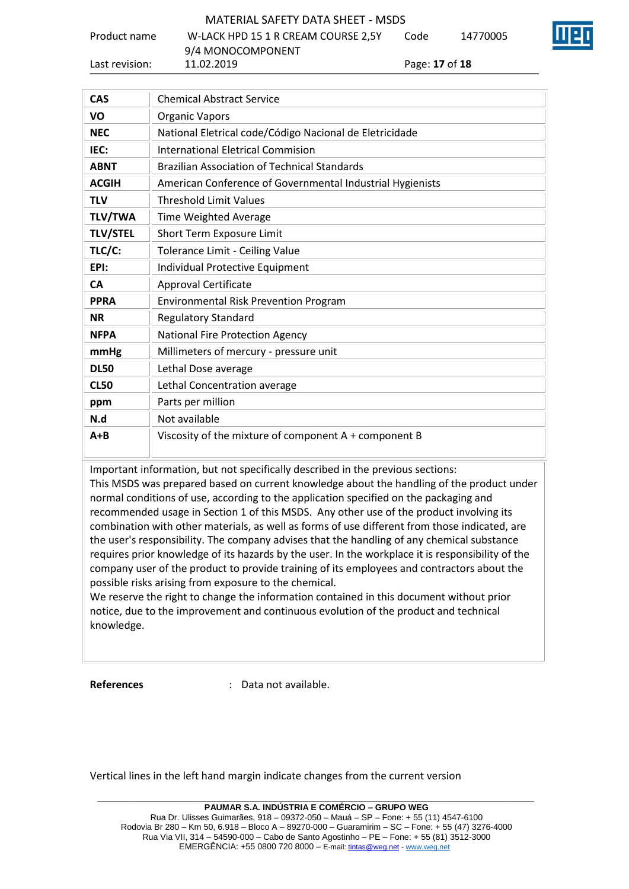| | |
|---|---|
| **CAS** | Chemical Abstract Service |
| **VO** | Organic Vapors |
| **NEC** | National Eletrical code/Código Nacional de Eletricidade |
| **IEC:** | International Eletrical Commision |
| **ABNT** | Brazilian Association of Technical Standards |
| **ACGIH** | American Conference of Governmental Industrial Hygienists |
| **TLV** | Threshold Limit Values |
| **TLV/TWA** | Time Weighted Average |
| **TLV/STEL** | Short Term Exposure Limit |
| **TLC/C:** | Tolerance Limit - Ceiling Value |
| **EPI:** | Individual Protective Equipment |
| **CA** | Approval Certificate |
| **PPRA** | Environmental Risk Prevention Program |
| **NR** | Regulatory Standard |
| **NFPA** | National Fire Protection Agency |
| **mmHg** | Millimeters of mercury - pressure unit |
| **DL50** | Lethal Dose average |
| **CL50** | Lethal Concentration average |
| **ppm** | Parts per million |
| **N.d** | Not available |
| **A+B** | Viscosity of the mixture of component A + component B |

Important information, but not specifically described in the previous sections:
This MSDS was prepared based on current knowledge about the handling of the product under normal conditions of use, according to the application specified on the packaging and recommended usage in Section 1 of this MSDS. Any other use of the product involving its combination with other materials, as well as forms of use different from those indicated, are the user's responsibility. The company advises that the handling of any chemical substance requires prior knowledge of its hazards by the user. In the workplace it is responsibility of the company user of the product to provide training of its employees and contractors about the possible risks arising from exposure to the chemical.
We reserve the right to change the information contained in this document without prior notice, due to the improvement and continuous evolution of the product and technical knowledge.

**References** : Data not available.

Vertical lines in the left hand margin indicate changes from the current version